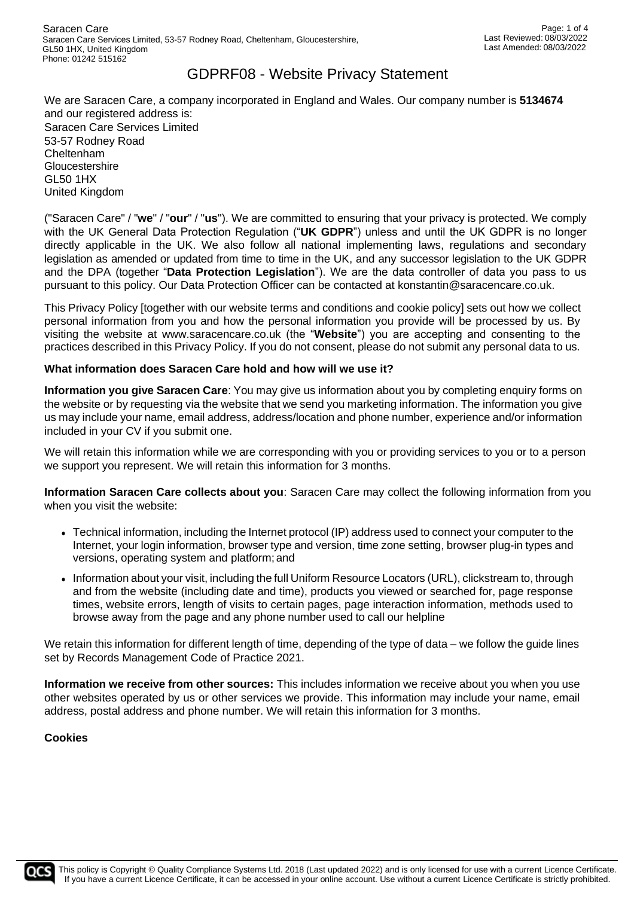# GDPRF08 - Website Privacy Statement

We are Saracen Care, a company incorporated in England and Wales. Our company number is **5134674** and our registered address is:
Saracen Care Services Limited
53-57 Rodney Road
Cheltenham
Gloucestershire
GL50 1HX
United Kingdom

("Saracen Care" / "**we**" / "**our**" / "**us**"). We are committed to ensuring that your privacy is protected. We comply with the UK General Data Protection Regulation ("**UK GDPR**") unless and until the UK GDPR is no longer directly applicable in the UK. We also follow all national implementing laws, regulations and secondary legislation as amended or updated from time to time in the UK, and any successor legislation to the UK GDPR and the DPA (together "**Data Protection Legislation**"). We are the data controller of data you pass to us pursuant to this policy. Our Data Protection Officer can be contacted at konstantin@saracencare.co.uk.

This Privacy Policy [together with our website terms and conditions and cookie policy] sets out how we collect personal information from you and how the personal information you provide will be processed by us. By visiting the website at www.saracencare.co.uk (the "**Website**") you are accepting and consenting to the practices described in this Privacy Policy. If you do not consent, please do not submit any personal data to us.

**What information does Saracen Care hold and how will we use it?**

**Information you give Saracen Care**: You may give us information about you by completing enquiry forms on the website or by requesting via the website that we send you marketing information. The information you give us may include your name, email address, address/location and phone number, experience and/or information included in your CV if you submit one.

We will retain this information while we are corresponding with you or providing services to you or to a person we support you represent. We will retain this information for 3 months.

**Information Saracen Care collects about you**: Saracen Care may collect the following information from you when you visit the website:

- Technical information, including the Internet protocol (IP) address used to connect your computer to the Internet, your login information, browser type and version, time zone setting, browser plug-in types and versions, operating system and platform; and
- Information about your visit, including the full Uniform Resource Locators (URL), clickstream to, through and from the website (including date and time), products you viewed or searched for, page response times, website errors, length of visits to certain pages, page interaction information, methods used to browse away from the page and any phone number used to call our helpline

We retain this information for different length of time, depending of the type of data – we follow the guide lines set by Records Management Code of Practice 2021.

**Information we receive from other sources:** This includes information we receive about you when you use other websites operated by us or other services we provide. This information may include your name, email address, postal address and phone number. We will retain this information for 3 months.

**Cookies**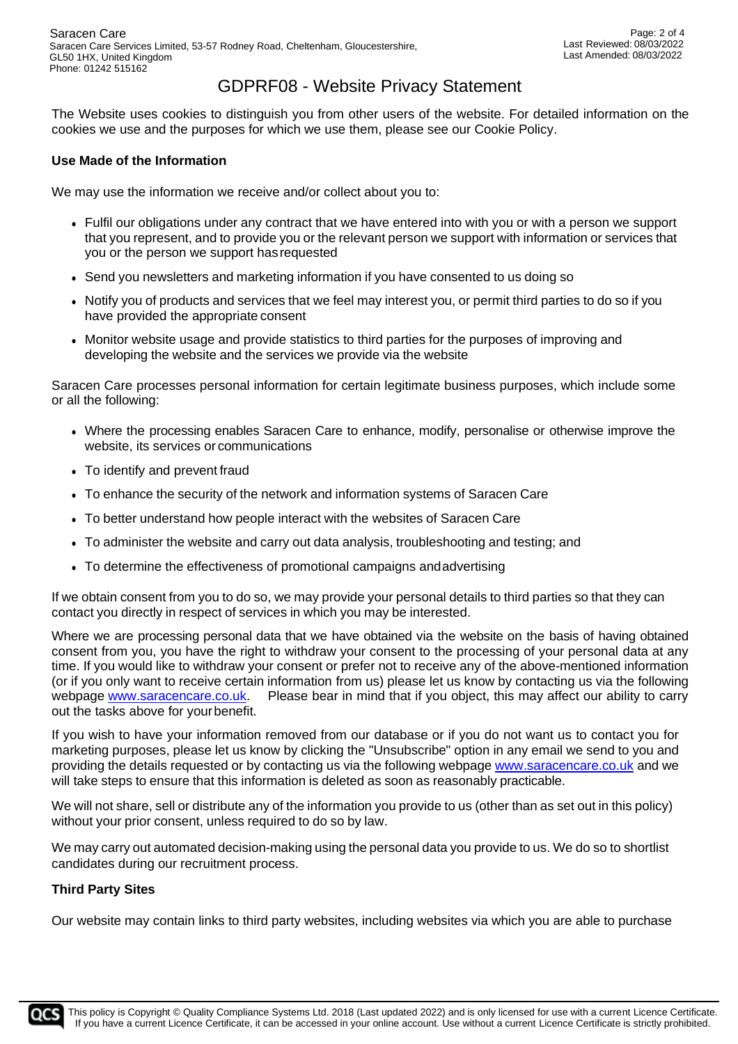# GDPRF08 - Website Privacy Statement

The Website uses cookies to distinguish you from other users of the website. For detailed information on the cookies we use and the purposes for which we use them, please see our Cookie Policy.

**Use Made of the Information**

We may use the information we receive and/or collect about you to:

- Fulfil our obligations under any contract that we have entered into with you or with a person we support that you represent, and to provide you or the relevant person we support with information or services that you or the person we support has requested
- Send you newsletters and marketing information if you have consented to us doing so
- Notify you of products and services that we feel may interest you, or permit third parties to do so if you have provided the appropriate consent
- Monitor website usage and provide statistics to third parties for the purposes of improving and developing the website and the services we provide via the website

Saracen Care processes personal information for certain legitimate business purposes, which include some or all the following:

- Where the processing enables Saracen Care to enhance, modify, personalise or otherwise improve the website, its services or communications
- To identify and prevent fraud
- To enhance the security of the network and information systems of Saracen Care
- To better understand how people interact with the websites of Saracen Care
- To administer the website and carry out data analysis, troubleshooting and testing; and
- To determine the effectiveness of promotional campaigns and advertising

If we obtain consent from you to do so, we may provide your personal details to third parties so that they can contact you directly in respect of services in which you may be interested.

Where we are processing personal data that we have obtained via the website on the basis of having obtained consent from you, you have the right to withdraw your consent to the processing of your personal data at any time. If you would like to withdraw your consent or prefer not to receive any of the above-mentioned information (or if you only want to receive certain information from us) please let us know by contacting us via the following webpage www.saracencare.co.uk. Please bear in mind that if you object, this may affect our ability to carry out the tasks above for your benefit.

If you wish to have your information removed from our database or if you do not want us to contact you for marketing purposes, please let us know by clicking the "Unsubscribe" option in any email we send to you and providing the details requested or by contacting us via the following webpage www.saracencare.co.uk and we will take steps to ensure that this information is deleted as soon as reasonably practicable.

We will not share, sell or distribute any of the information you provide to us (other than as set out in this policy) without your prior consent, unless required to do so by law.

We may carry out automated decision-making using the personal data you provide to us. We do so to shortlist candidates during our recruitment process.

**Third Party Sites**

Our website may contain links to third party websites, including websites via which you are able to purchase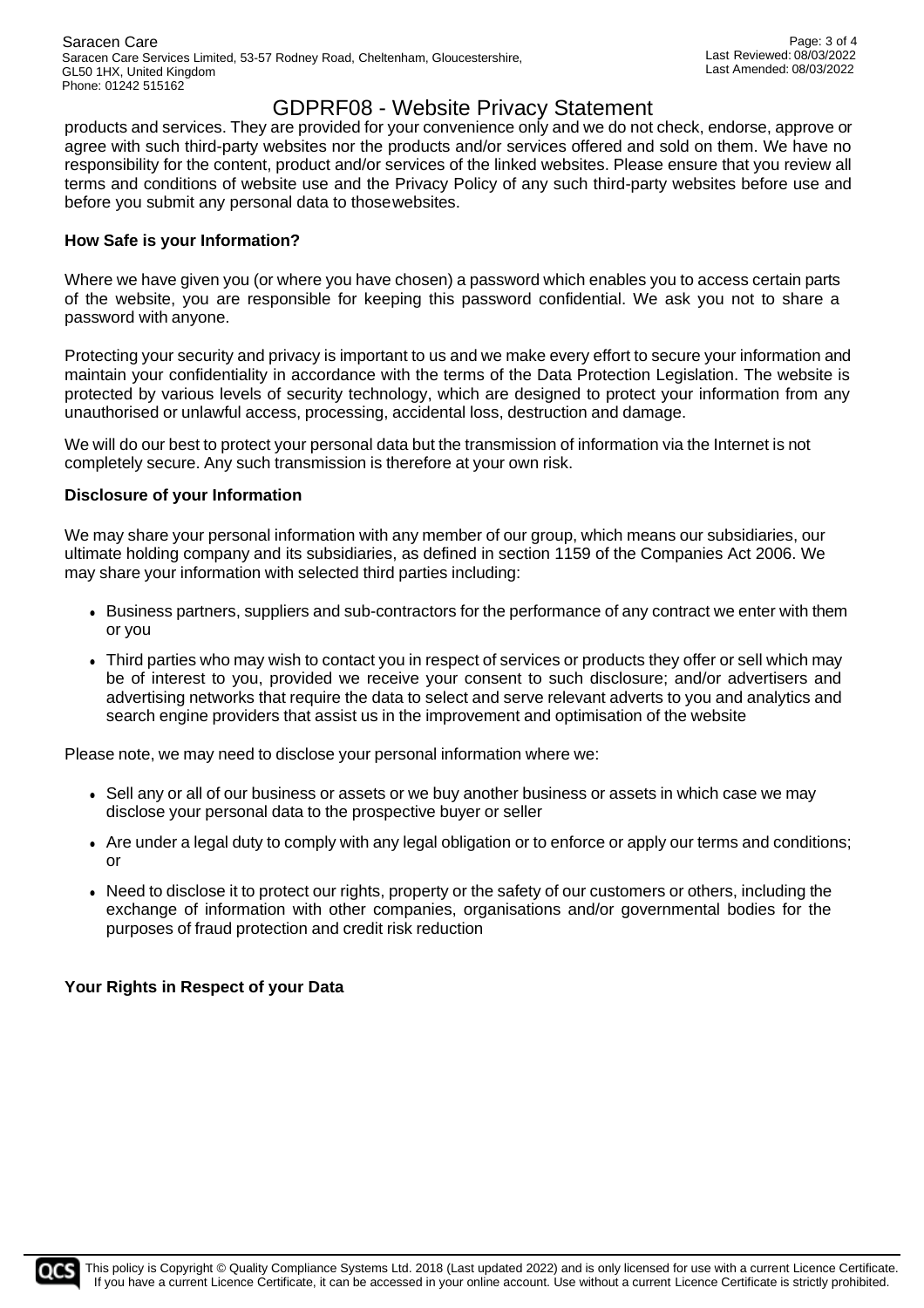products and services. They are provided for your convenience only and we do not check, endorse, approve or agree with such third-party websites nor the products and/or services offered and sold on them. We have no responsibility for the content, product and/or services of the linked websites. Please ensure that you review all terms and conditions of website use and the Privacy Policy of any such third-party websites before use and before you submit any personal data to thosewebsites.

**How Safe is your Information?**

Where we have given you (or where you have chosen) a password which enables you to access certain parts of the website, you are responsible for keeping this password confidential. We ask you not to share a password with anyone.

Protecting your security and privacy is important to us and we make every effort to secure your information and maintain your confidentiality in accordance with the terms of the Data Protection Legislation. The website is protected by various levels of security technology, which are designed to protect your information from any unauthorised or unlawful access, processing, accidental loss, destruction and damage.

We will do our best to protect your personal data but the transmission of information via the Internet is not completely secure. Any such transmission is therefore at your own risk.

**Disclosure of your Information**

We may share your personal information with any member of our group, which means our subsidiaries, our ultimate holding company and its subsidiaries, as defined in section 1159 of the Companies Act 2006. We may share your information with selected third parties including:

- Business partners, suppliers and sub-contractors for the performance of any contract we enter with them or you
- Third parties who may wish to contact you in respect of services or products they offer or sell which may be of interest to you, provided we receive your consent to such disclosure; and/or advertisers and advertising networks that require the data to select and serve relevant adverts to you and analytics and search engine providers that assist us in the improvement and optimisation of the website

Please note, we may need to disclose your personal information where we:

- Sell any or all of our business or assets or we buy another business or assets in which case we may disclose your personal data to the prospective buyer or seller
- Are under a legal duty to comply with any legal obligation or to enforce or apply our terms and conditions; or
- Need to disclose it to protect our rights, property or the safety of our customers or others, including the exchange of information with other companies, organisations and/or governmental bodies for the purposes of fraud protection and credit risk reduction

**Your Rights in Respect of your Data**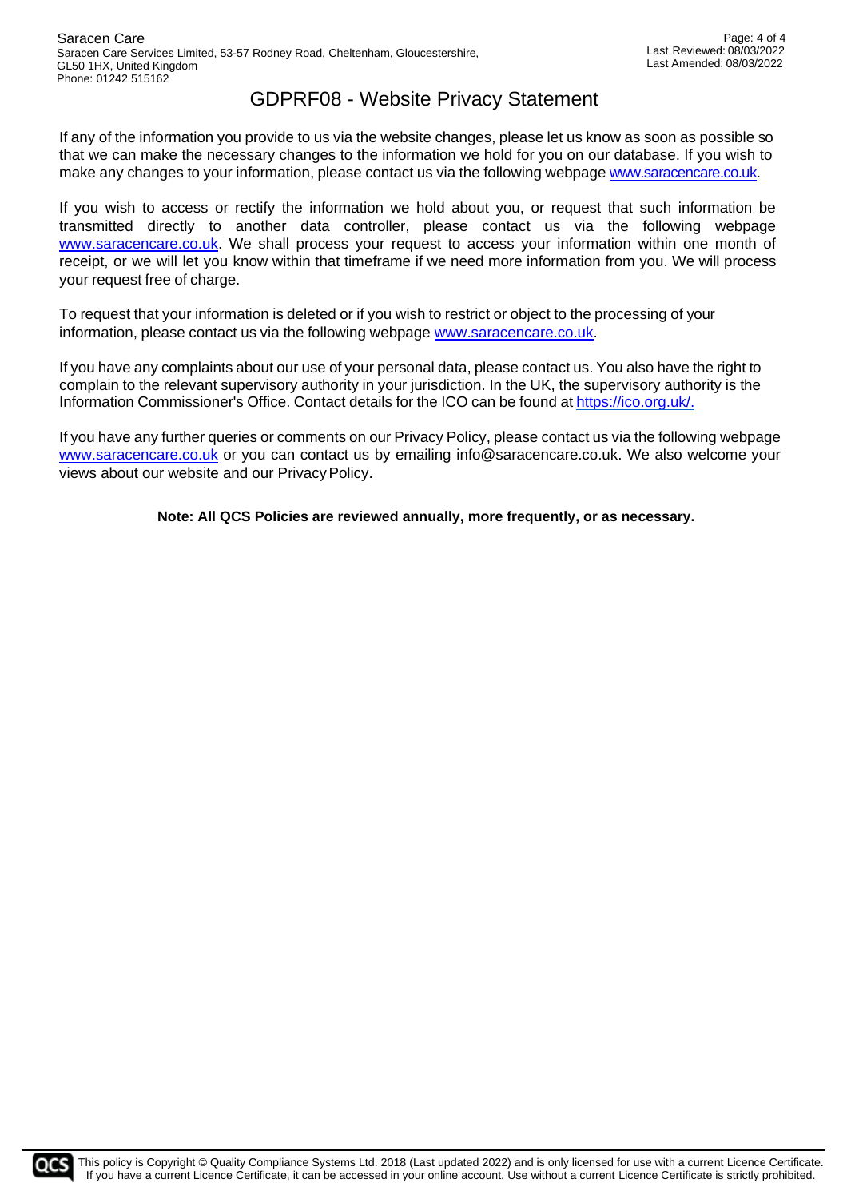If any of the information you provide to us via the website changes, please let us know as soon as possible so that we can make the necessary changes to the information we hold for you on our database. If you wish to make any changes to your information, please contact us via the following webpage www.saracencare.co.uk.

If you wish to access or rectify the information we hold about you, or request that such information be transmitted directly to another data controller, please contact us via the following webpage www.saracencare.co.uk. We shall process your request to access your information within one month of receipt, or we will let you know within that timeframe if we need more information from you. We will process your request free of charge.

To request that your information is deleted or if you wish to restrict or object to the processing of your information, please contact us via the following webpage www.saracencare.co.uk.

If you have any complaints about our use of your personal data, please contact us. You also have the right to complain to the relevant supervisory authority in your jurisdiction. In the UK, the supervisory authority is the Information Commissioner's Office. Contact details for the ICO can be found at https://ico.org.uk/.

If you have any further queries or comments on our Privacy Policy, please contact us via the following webpage www.saracencare.co.uk or you can contact us by emailing info@saracencare.co.uk. We also welcome your views about our website and our Privacy Policy.

**Note: All QCS Policies are reviewed annually, more frequently, or as necessary.**